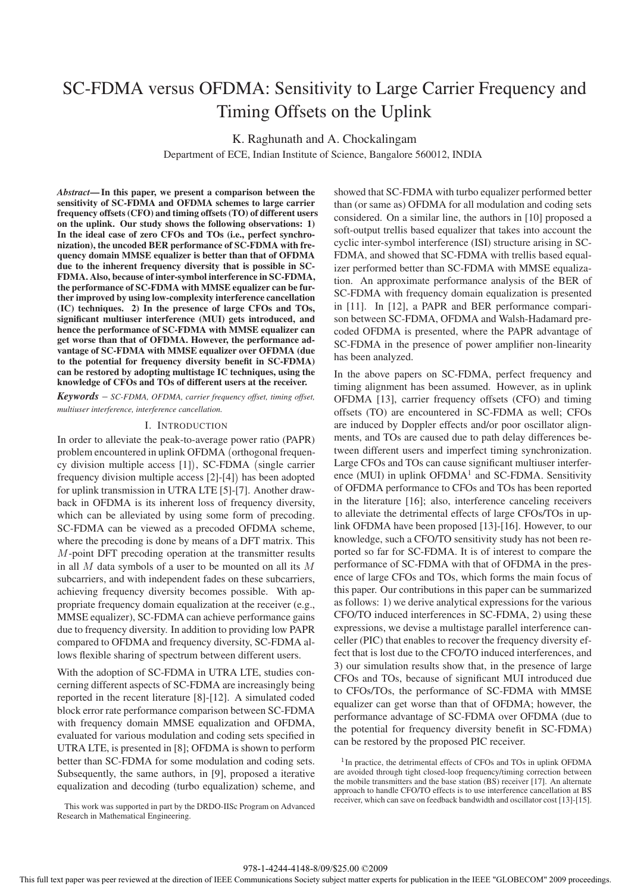# SC-FDMA versus OFDMA: Sensitivity to Large Carrier Frequency and Timing Offsets on the Uplink

K. Raghunath and A. Chockalingam

Department of ECE, Indian Institute of Science, Bangalore 560012, INDIA

***Abstract*— In this paper, we present a comparison between the sensitivity of SC-FDMA and OFDMA schemes to large carrier frequency offsets (CFO) and timing offsets (TO) of different users on the uplink. Our study shows the following observations: 1) In the ideal case of zero CFOs and TOs (i.e., perfect synchronization), the uncoded BER performance of SC-FDMA with frequency domain MMSE equalizer is better than that of OFDMA due to the inherent frequency diversity that is possible in SC-FDMA. Also, because of inter-symbol interference in SC-FDMA, the performance of SC-FDMA with MMSE equalizer can be further improved by using low-complexity interference cancellation (IC) techniques. 2) In the presence of large CFOs and TOs, significant multiuser interference (MUI) gets introduced, and hence the performance of SC-FDMA with MMSE equalizer can get worse than that of OFDMA. However, the performance advantage of SC-FDMA with MMSE equalizer over OFDMA (due to the potential for frequency diversity benefit in SC-FDMA) can be restored by adopting multistage IC techniques, using the knowledge of CFOs and TOs of different users at the receiver.**

***Keywords*** – *SC-FDMA, OFDMA, carrier frequency offset, timing offset, multiuser interference, interference cancellation.*

## I. Introduction

In order to alleviate the peak-to-average power ratio (PAPR) problem encountered in uplink OFDMA (orthogonal frequency division multiple access [1]), SC-FDMA (single carrier frequency division multiple access [2]-[4]) has been adopted for uplink transmission in UTRA LTE [5]-[7]. Another drawback in OFDMA is its inherent loss of frequency diversity, which can be alleviated by using some form of precoding. SC-FDMA can be viewed as a precoded OFDMA scheme, where the precoding is done by means of a DFT matrix. This $M$-point DFT precoding operation at the transmitter results in all $M$ data symbols of a user to be mounted on all its $M$ subcarriers, and with independent fades on these subcarriers, achieving frequency diversity becomes possible. With appropriate frequency domain equalization at the receiver (e.g., MMSE equalizer), SC-FDMA can achieve performance gains due to frequency diversity. In addition to providing low PAPR compared to OFDMA and frequency diversity, SC-FDMA allows flexible sharing of spectrum between different users.

With the adoption of SC-FDMA in UTRA LTE, studies concerning different aspects of SC-FDMA are increasingly being reported in the recent literature [8]-[12]. A simulated coded block error rate performance comparison between SC-FDMA with frequency domain MMSE equalization and OFDMA, evaluated for various modulation and coding sets specified in UTRA LTE, is presented in [8]; OFDMA is shown to perform better than SC-FDMA for some modulation and coding sets. Subsequently, the same authors, in [9], proposed a iterative equalization and decoding (turbo equalization) scheme, and showed that SC-FDMA with turbo equalizer performed better than (or same as) OFDMA for all modulation and coding sets considered. On a similar line, the authors in [10] proposed a soft-output trellis based equalizer that takes into account the cyclic inter-symbol interference (ISI) structure arising in SC-FDMA, and showed that SC-FDMA with trellis based equalizer performed better than SC-FDMA with MMSE equalization. An approximate performance analysis of the BER of SC-FDMA with frequency domain equalization is presented in [11]. In [12], a PAPR and BER performance comparison between SC-FDMA, OFDMA and Walsh-Hadamard precoded OFDMA is presented, where the PAPR advantage of SC-FDMA in the presence of power amplifier non-linearity has been analyzed.

In the above papers on SC-FDMA, perfect frequency and timing alignment has been assumed. However, as in uplink OFDMA [13], carrier frequency offsets (CFO) and timing offsets (TO) are encountered in SC-FDMA as well; CFOs are induced by Doppler effects and/or poor oscillator alignments, and TOs are caused due to path delay differences between different users and imperfect timing synchronization. Large CFOs and TOs can cause significant multiuser interference (MUI) in uplink OFDMA[1] and SC-FDMA. Sensitivity of OFDMA performance to CFOs and TOs has been reported in the literature [16]; also, interference canceling receivers to alleviate the detrimental effects of large CFOs/TOs in uplink OFDMA have been proposed [13]-[16]. However, to our knowledge, such a CFO/TO sensitivity study has not been reported so far for SC-FDMA. It is of interest to compare the performance of SC-FDMA with that of OFDMA in the presence of large CFOs and TOs, which forms the main focus of this paper. Our contributions in this paper can be summarized as follows: 1) we derive analytical expressions for the various CFO/TO induced interferences in SC-FDMA, 2) using these expressions, we devise a multistage parallel interference canceller (PIC) that enables to recover the frequency diversity effect that is lost due to the CFO/TO induced interferences, and 3) our simulation results show that, in the presence of large CFOs and TOs, because of significant MUI introduced due to CFOs/TOs, the performance of SC-FDMA with MMSE equalizer can get worse than that of OFDMA; however, the performance advantage of SC-FDMA over OFDMA (due to the potential for frequency diversity benefit in SC-FDMA) can be restored by the proposed PIC receiver.

[1] In practice, the detrimental effects of CFOs and TOs in uplink OFDMA are avoided through tight closed-loop frequency/timing correction between the mobile transmitters and the base station (BS) receiver [17]. An alternate approach to handle CFO/TO effects is to use interference cancellation at BS receiver, which can save on feedback bandwidth and oscillator cost [13]-[15].

This work was supported in part by the DRDO-IISc Program on Advanced Research in Mathematical Engineering.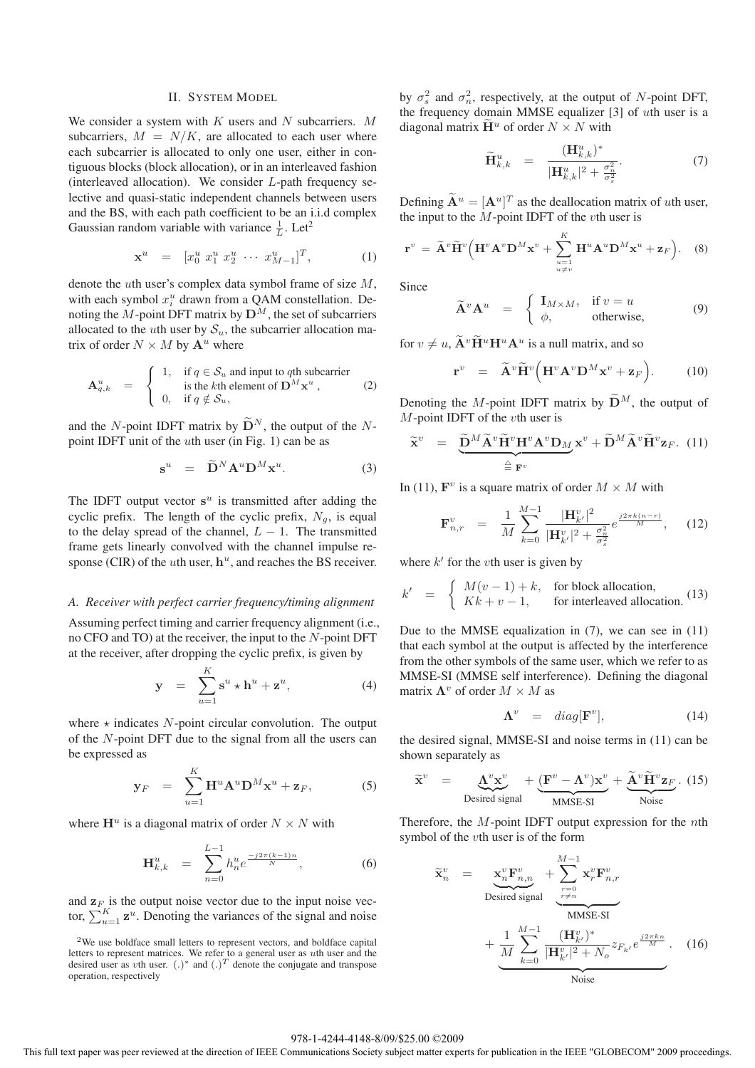## II. System Model

We consider a system with $K$ users and $N$ subcarriers. $M$ subcarriers, $M = N/K$, are allocated to each user where each subcarrier is allocated to only one user, either in contiguous blocks (block allocation), or in an interleaved fashion (interleaved allocation). We consider $L$-path frequency selective and quasi-static independent channels between users and the BS, with each path coefficient to be an i.i.d complex Gaussian random variable with variance $\frac{1}{L}$. Let[2]

$$\mathbf{x}^u = [x_0^u \; x_1^u \; x_2^u \; \cdots \; x_{M-1}^u]^T, \tag{1}$$

denote the $u$th user's complex data symbol frame of size $M$, with each symbol $x_i^u$ drawn from a QAM constellation. Denoting the $M$-point DFT matrix by $\mathbf{D}^M$, the set of subcarriers allocated to the $u$th user by $\mathcal{S}_u$, the subcarrier allocation matrix of order $N \times M$ by $\mathbf{A}^u$ where

$$\mathbf{A}_{q,k}^u = \begin{cases} 1, & \text{if } q \in \mathcal{S}_u \text{ and input to } q\text{th subcarrier} \\ & \text{is the } k\text{th element of } \mathbf{D}^M\mathbf{x}^u, \\ 0, & \text{if } q \notin \mathcal{S}_u, \end{cases} \tag{2}$$

and the $N$-point IDFT matrix by $\widetilde{\mathbf{D}}^N$, the output of the $N$-point IDFT unit of the $u$th user (in Fig. 1) can be as

$$\mathbf{s}^u = \widetilde{\mathbf{D}}^N \mathbf{A}^u \mathbf{D}^M \mathbf{x}^u. \tag{3}$$

The IDFT output vector $\mathbf{s}^u$ is transmitted after adding the cyclic prefix. The length of the cyclic prefix, $N_g$, is equal to the delay spread of the channel, $L-1$. The transmitted frame gets linearly convolved with the channel impulse response (CIR) of the $u$th user, $\mathbf{h}^u$, and reaches the BS receiver.

### A. Receiver with perfect carrier frequency/timing alignment

Assuming perfect timing and carrier frequency alignment (i.e., no CFO and TO) at the receiver, the input to the $N$-point DFT at the receiver, after dropping the cyclic prefix, is given by

$$\mathbf{y} = \sum_{u=1}^{K} \mathbf{s}^u \star \mathbf{h}^u + \mathbf{z}^u, \tag{4}$$

where $\star$ indicates $N$-point circular convolution. The output of the $N$-point DFT due to the signal from all the users can be expressed as

$$\mathbf{y}_F = \sum_{u=1}^{K} \mathbf{H}^u \mathbf{A}^u \mathbf{D}^M \mathbf{x}^u + \mathbf{z}_F, \tag{5}$$

where $\mathbf{H}^u$ is a diagonal matrix of order $N \times N$ with

$$\mathbf{H}_{k,k}^u = \sum_{n=0}^{L-1} h_n^u e^{\frac{-j2\pi(k-1)n}{N}}, \tag{6}$$

and $\mathbf{z}_F$ is the output noise vector due to the input noise vector, $\sum_{u=1}^{K} \mathbf{z}^u$. Denoting the variances of the signal and noise by $\sigma_s^2$ and $\sigma_n^2$, respectively, at the output of $N$-point DFT, the frequency domain MMSE equalizer [3] of $u$th user is a diagonal matrix $\widetilde{\mathbf{H}}^u$ of order $N \times N$ with

$$\widetilde{\mathbf{H}}_{k,k}^u = \frac{(\mathbf{H}_{k,k}^u)^*}{|\mathbf{H}_{k,k}^u|^2 + \frac{\sigma_n^2}{\sigma_s^2}}. \tag{7}$$

Defining $\widetilde{\mathbf{A}}^u = [\mathbf{A}^u]^T$ as the deallocation matrix of $u$th user, the input to the $M$-point IDFT of the $v$th user is

$$\mathbf{r}^v = \widetilde{\mathbf{A}}^v \widetilde{\mathbf{H}}^v \Big( \mathbf{H}^v \mathbf{A}^v \mathbf{D}^M \mathbf{x}^v + \sum_{\substack{u=1 \\ u \neq v}}^{K} \mathbf{H}^u \mathbf{A}^u \mathbf{D}^M \mathbf{x}^u + \mathbf{z}_F \Big). \tag{8}$$

Since

$$\widetilde{\mathbf{A}}^v \mathbf{A}^u = \begin{cases} \mathbf{I}_{M \times M}, & \text{if } v = u \\ \phi, & \text{otherwise,} \end{cases} \tag{9}$$

for $v \neq u$, $\widetilde{\mathbf{A}}^v \widetilde{\mathbf{H}}^u \mathbf{H}^u \mathbf{A}^u$ is a null matrix, and so

$$\mathbf{r}^v = \widetilde{\mathbf{A}}^v \widetilde{\mathbf{H}}^v \Big( \mathbf{H}^v \mathbf{A}^v \mathbf{D}^M \mathbf{x}^v + \mathbf{z}_F \Big). \tag{10}$$

Denoting the $M$-point IDFT matrix by $\widetilde{\mathbf{D}}^M$, the output of $M$-point IDFT of the $v$th user is

$$\widetilde{\mathbf{x}}^v = \underbrace{\widetilde{\mathbf{D}}^M \widetilde{\mathbf{A}}^v \widetilde{\mathbf{H}}^v \mathbf{H}^v \mathbf{A}^v \mathbf{D}_M}_{\triangleq \, \mathbf{F}^v} \mathbf{x}^v + \widetilde{\mathbf{D}}^M \widetilde{\mathbf{A}}^v \widetilde{\mathbf{H}}^v \mathbf{z}_F. \tag{11}$$

In (11), $\mathbf{F}^v$ is a square matrix of order $M \times M$ with

$$\mathbf{F}_{n,r}^v = \frac{1}{M} \sum_{k=0}^{M-1} \frac{|\mathbf{H}_{k'}^v|^2}{|\mathbf{H}_{k'}^v|^2 + \frac{\sigma_n^2}{\sigma_s^2}} e^{\frac{j2\pi k(n-r)}{M}}, \tag{12}$$

where $k'$ for the $v$th user is given by

$$k' = \begin{cases} M(v-1) + k, & \text{for block allocation,} \\ Kk + v - 1, & \text{for interleaved allocation.} \end{cases} \tag{13}$$

Due to the MMSE equalization in (7), we can see in (11) that each symbol at the output is affected by the interference from the other symbols of the same user, which we refer to as MMSE-SI (MMSE self interference). Defining the diagonal matrix $\mathbf{\Lambda}^v$ of order $M \times M$ as

$$\mathbf{\Lambda}^v = diag[\mathbf{F}^v], \tag{14}$$

the desired signal, MMSE-SI and noise terms in (11) can be shown separately as

$$\widetilde{\mathbf{x}}^v = \underbrace{\mathbf{\Lambda}^v \mathbf{x}^v}_{\text{Desired signal}} + \underbrace{(\mathbf{F}^v - \mathbf{\Lambda}^v)\mathbf{x}^v}_{\text{MMSE-SI}} + \underbrace{\widetilde{\mathbf{A}}^v \widetilde{\mathbf{H}}^v \mathbf{z}_F}_{\text{Noise}}. \tag{15}$$

Therefore, the $M$-point IDFT output expression for the $n$th symbol of the $v$th user is of the form

$$\widetilde{\mathbf{x}}_n^v = \underbrace{\mathbf{x}_n^v \mathbf{F}_{n,n}^v}_{\text{Desired signal}} + \underbrace{\sum_{\substack{r=0 \\ r \neq n}}^{M-1} \mathbf{x}_r^v \mathbf{F}_{n,r}^v}_{\text{MMSE-SI}} + \underbrace{\frac{1}{M} \sum_{k=0}^{M-1} \frac{(\mathbf{H}_{k'}^v)^*}{|\mathbf{H}_{k'}^v|^2 + N_o} z_{F_{k'}} e^{\frac{j2\pi kn}{M}}}_{\text{Noise}}. \tag{16}$$

[2] We use boldface small letters to represent vectors, and boldface capital letters to represent matrices. We refer to a general user as $u$th user and the desired user as $v$th user. $(.)^*$ and $(.)^T$ denote the conjugate and transpose operation, respectively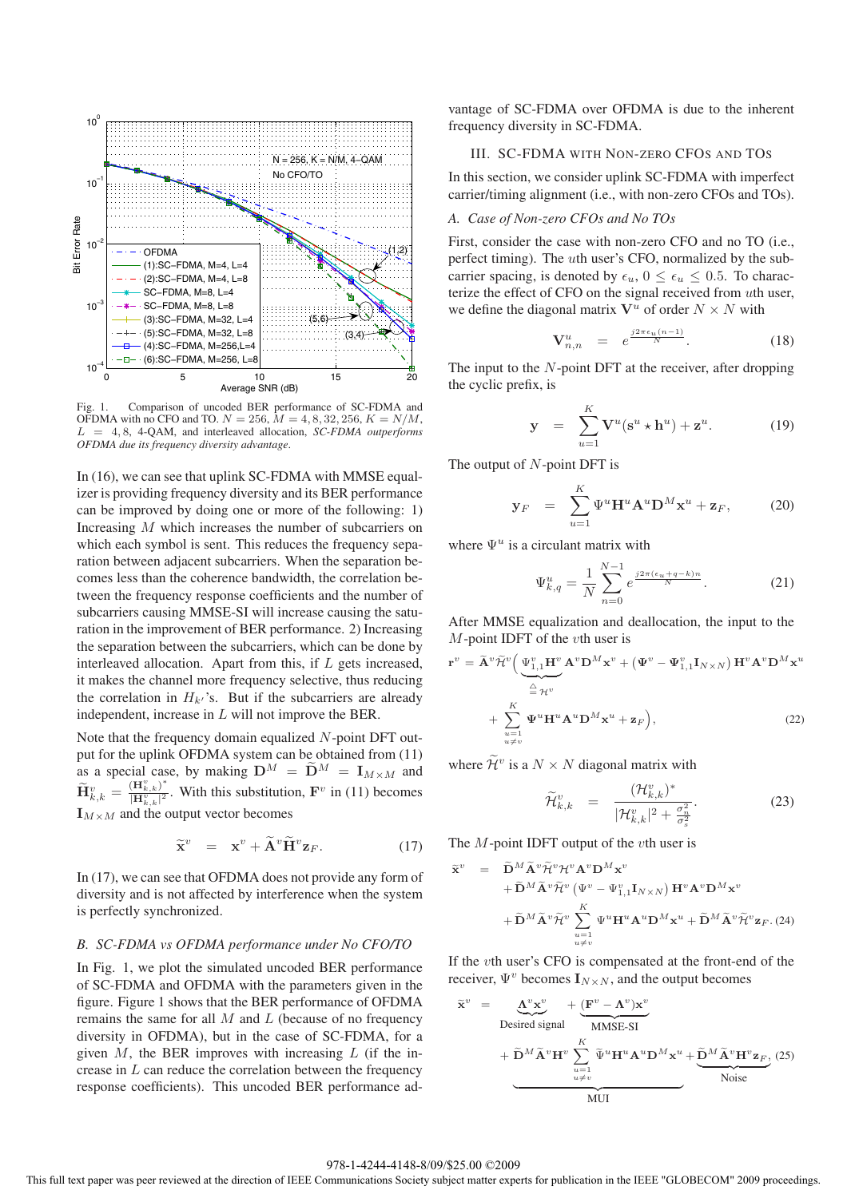Fig. 1. Comparison of uncoded BER performance of SC-FDMA and OFDMA with no CFO and TO. $N = 256$, $M = 4, 8, 32, 256$, $K = N/M$, $L = 4, 8$, 4-QAM, and interleaved allocation, *SC-FDMA outperforms OFDMA due its frequency diversity advantage.*

In (16), we can see that uplink SC-FDMA with MMSE equalizer is providing frequency diversity and its BER performance can be improved by doing one or more of the following: 1) Increasing $M$ which increases the number of subcarriers on which each symbol is sent. This reduces the frequency separation between adjacent subcarriers. When the separation becomes less than the coherence bandwidth, the correlation between the frequency response coefficients and the number of subcarriers causing MMSE-SI will increase causing the saturation in the improvement of BER performance. 2) Increasing the separation between the subcarriers, which can be done by interleaved allocation. Apart from this, if $L$ gets increased, it makes the channel more frequency selective, thus reducing the correlation in $H_{k'}$'s. But if the subcarriers are already independent, increase in $L$ will not improve the BER.

Note that the frequency domain equalized $N$-point DFT output for the uplink OFDMA system can be obtained from (11) as a special case, by making $\mathbf{D}^M = \widetilde{\mathbf{D}}^M = \mathbf{I}_{M\times M}$ and $\widetilde{\mathbf{H}}^v_{k,k} = \frac{(\mathbf{H}^v_{k,k})^*}{|\mathbf{H}^v_{k,k}|^2}$. With this substitution, $\mathbf{F}^v$ in (11) becomes $\mathbf{I}_{M\times M}$ and the output vector becomes

$$\widetilde{\mathbf{x}}^v = \mathbf{x}^v + \widetilde{\mathbf{A}}^v\widetilde{\mathbf{H}}^v\mathbf{z}_F. \tag{17}$$

In (17), we can see that OFDMA does not provide any form of diversity and is not affected by interference when the system is perfectly synchronized.

### B. SC-FDMA vs OFDMA performance under No CFO/TO

In Fig. 1, we plot the simulated uncoded BER performance of SC-FDMA and OFDMA with the parameters given in the figure. Figure 1 shows that the BER performance of OFDMA remains the same for all $M$ and $L$ (because of no frequency diversity in OFDMA), but in the case of SC-FDMA, for a given $M$, the BER improves with increasing $L$ (if the increase in $L$ can reduce the correlation between the frequency response coefficients). This uncoded BER performance advantage of SC-FDMA over OFDMA is due to the inherent frequency diversity in SC-FDMA.

## III. SC-FDMA with Non-zero CFOs and TOs

In this section, we consider uplink SC-FDMA with imperfect carrier/timing alignment (i.e., with non-zero CFOs and TOs).

### A. Case of Non-zero CFOs and No TOs

First, consider the case with non-zero CFO and no TO (i.e., perfect timing). The $u$th user's CFO, normalized by the subcarrier spacing, is denoted by $\epsilon_u$, $0 \le \epsilon_u \le 0.5$. To characterize the effect of CFO on the signal received from $u$th user, we define the diagonal matrix $\mathbf{V}^u$ of order $N \times N$ with

$$\mathbf{V}^u_{n,n} = e^{\frac{j2\pi\epsilon_u(n-1)}{N}}. \tag{18}$$

The input to the $N$-point DFT at the receiver, after dropping the cyclic prefix, is

$$\mathbf{y} = \sum_{u=1}^{K}\mathbf{V}^u(\mathbf{s}^u \star \mathbf{h}^u) + \mathbf{z}^u. \tag{19}$$

The output of $N$-point DFT is

$$\mathbf{y}_F = \sum_{u=1}^{K}\Psi^u\mathbf{H}^u\mathbf{A}^u\mathbf{D}^M\mathbf{x}^u + \mathbf{z}_F, \tag{20}$$

where $\Psi^u$ is a circulant matrix with

$$\Psi^u_{k,q} = \frac{1}{N}\sum_{n=0}^{N-1}e^{\frac{j2\pi(\epsilon_u+q-k)n}{N}}. \tag{21}$$

After MMSE equalization and deallocation, the input to the $M$-point IDFT of the $v$th user is

$$\mathbf{r}^v = \widetilde{\mathbf{A}}^v\widetilde{\mathcal{H}}^v\Big(\underbrace{\Psi^v_{1,1}\mathbf{H}^v}_{\triangleq\,\mathcal{H}^v}\mathbf{A}^v\mathbf{D}^M\mathbf{x}^v + \left(\Psi^v - \Psi^v_{1,1}\mathbf{I}_{N\times N}\right)\mathbf{H}^v\mathbf{A}^v\mathbf{D}^M\mathbf{x}^u + \sum_{\substack{u=1\\u\neq v}}^{K}\Psi^u\mathbf{H}^u\mathbf{A}^u\mathbf{D}^M\mathbf{x}^u + \mathbf{z}_F\Big), \tag{22}$$

where $\widetilde{\mathcal{H}}^v$ is a $N \times N$ diagonal matrix with

$$\widetilde{\mathcal{H}}^v_{k,k} = \frac{(\mathcal{H}^v_{k,k})^*}{|\mathcal{H}^v_{k,k}|^2 + \frac{\sigma_n^2}{\sigma_s^2}}. \tag{23}$$

The $M$-point IDFT output of the $v$th user is

$$\begin{aligned}\widetilde{\mathbf{x}}^v = {} & \widetilde{\mathbf{D}}^M\widetilde{\mathbf{A}}^v\widetilde{\mathcal{H}}^v\mathcal{H}^v\mathbf{A}^v\mathbf{D}^M\mathbf{x}^v \\ & + \widetilde{\mathbf{D}}^M\widetilde{\mathbf{A}}^v\widetilde{\mathcal{H}}^v\left(\Psi^v - \Psi^v_{1,1}\mathbf{I}_{N\times N}\right)\mathbf{H}^v\mathbf{A}^v\mathbf{D}^M\mathbf{x}^v \\ & + \widetilde{\mathbf{D}}^M\widetilde{\mathbf{A}}^v\widetilde{\mathcal{H}}^v\sum_{\substack{u=1\\u\neq v}}^{K}\Psi^u\mathbf{H}^u\mathbf{A}^u\mathbf{D}^M\mathbf{x}^u + \widetilde{\mathbf{D}}^M\widetilde{\mathbf{A}}^v\widetilde{\mathcal{H}}^v\mathbf{z}_F. \end{aligned} \tag{24}$$

If the $v$th user's CFO is compensated at the front-end of the receiver, $\Psi^v$ becomes $\mathbf{I}_{N\times N}$, and the output becomes

$$\widetilde{\mathbf{x}}^v = \underbrace{\mathbf{\Lambda}^v\mathbf{x}^v}_{\text{Desired signal}} + \underbrace{(\mathbf{F}^v - \mathbf{\Lambda}^v)\mathbf{x}^v}_{\text{MMSE-SI}} + \underbrace{\widetilde{\mathbf{D}}^M\widetilde{\mathbf{A}}^v\widetilde{\mathbf{H}}^v\sum_{\substack{u=1\\u\neq v}}^{K}\widetilde{\Psi}^u\mathbf{H}^u\mathbf{A}^u\mathbf{D}^M\mathbf{x}^u}_{\text{MUI}} + \underbrace{\widetilde{\mathbf{D}}^M\widetilde{\mathbf{A}}^v\widetilde{\mathbf{H}}^v\mathbf{z}_F}_{\text{Noise}}, \tag{25}$$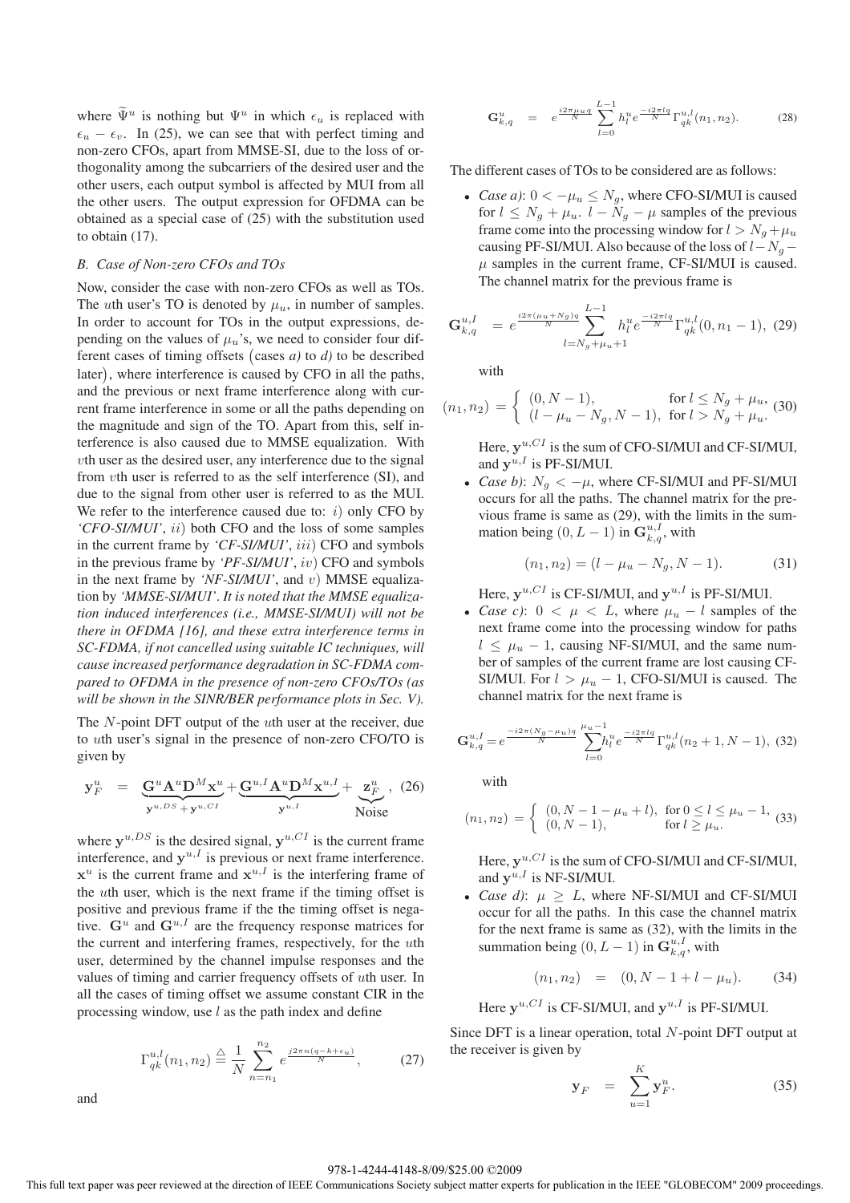where $\widetilde{\Psi}^u$ is nothing but $\Psi^u$ in which $\epsilon_u$ is replaced with $\epsilon_u - \epsilon_v$. In (25), we can see that with perfect timing and non-zero CFOs, apart from MMSE-SI, due to the loss of orthogonality among the subcarriers of the desired user and the other users, each output symbol is affected by MUI from all the other users. The output expression for OFDMA can be obtained as a special case of (25) with the substitution used to obtain (17).

### *B. Case of Non-zero CFOs and TOs*

Now, consider the case with non-zero CFOs as well as TOs. The $u$th user's TO is denoted by $\mu_u$, in number of samples. In order to account for TOs in the output expressions, depending on the values of $\mu_u$'s, we need to consider four different cases of timing offsets (cases *a)* to *d)* to be described later), where interference is caused by CFO in all the paths, and the previous or next frame interference along with current frame interference in some or all the paths depending on the magnitude and sign of the TO. Apart from this, self interference is also caused due to MMSE equalization. With $v$th user as the desired user, any interference due to the signal from $v$th user is referred to as the self interference (SI), and due to the signal from other user is referred to as the MUI. We refer to the interference caused due to: $i)$ only CFO by *'CFO-SI/MUI'*, $ii)$ both CFO and the loss of some samples in the current frame by *'CF-SI/MUI'*, $iii)$ CFO and symbols in the previous frame by *'PF-SI/MUI'*, $iv)$ CFO and symbols in the next frame by *'NF-SI/MUI'*, and $v)$ MMSE equalization by *'MMSE-SI/MUI'*. *It is noted that the MMSE equalization induced interferences (i.e., MMSE-SI/MUI) will not be there in OFDMA [16], and these extra interference terms in SC-FDMA, if not cancelled using suitable IC techniques, will cause increased performance degradation in SC-FDMA compared to OFDMA in the presence of non-zero CFOs/TOs (as will be shown in the SINR/BER performance plots in Sec. V).*

The $N$-point DFT output of the $u$th user at the receiver, due to $u$th user's signal in the presence of non-zero CFO/TO is given by

$$\mathbf{y}_F^u \;=\; \underbrace{\mathbf{G}^u\mathbf{A}^u\mathbf{D}^M\mathbf{x}^u}_{\mathbf{y}^{u,DS}+\mathbf{y}^{u,CI}} + \underbrace{\mathbf{G}^{u,I}\mathbf{A}^u\mathbf{D}^M\mathbf{x}^{u,I}}_{\mathbf{y}^{u,I}} + \underbrace{\mathbf{z}_F^u}_{\text{Noise}}, \quad (26)$$

where $\mathbf{y}^{u,DS}$ is the desired signal, $\mathbf{y}^{u,CI}$ is the current frame interference, and $\mathbf{y}^{u,I}$ is previous or next frame interference. $\mathbf{x}^u$ is the current frame and $\mathbf{x}^{u,I}$ is the interfering frame of the $u$th user, which is the next frame if the timing offset is positive and previous frame if the the timing offset is negative. $\mathbf{G}^u$ and $\mathbf{G}^{u,I}$ are the frequency response matrices for the current and interfering frames, respectively, for the $u$th user, determined by the channel impulse responses and the values of timing and carrier frequency offsets of $u$th user. In all the cases of timing offset we assume constant CIR in the processing window, use $l$ as the path index and define

$$\Gamma_{qk}^{u,l}(n_1,n_2) \triangleq \frac{1}{N}\sum_{n=n_1}^{n_2} e^{\frac{j2\pi n(q-k+\epsilon_u)}{N}}, \quad (27)$$

and

$$\mathbf{G}_{k,q}^u \;=\; e^{\frac{i2\pi\mu_u q}{N}}\sum_{l=0}^{L-1} h_l^u e^{\frac{-i2\pi lq}{N}}\Gamma_{qk}^{u,l}(n_1,n_2). \quad (28)$$

The different cases of TOs to be considered are as follows:

- *Case a)*: $0 < -\mu_u \le N_g$, where CFO-SI/MUI is caused for $l \le N_g + \mu_u$. $l - N_g - \mu$ samples of the previous frame come into the processing window for $l > N_g + \mu_u$ causing PF-SI/MUI. Also because of the loss of $l - N_g - \mu$ samples in the current frame, CF-SI/MUI is caused. The channel matrix for the previous frame is

$$\mathbf{G}_{k,q}^{u,I} \;=\; e^{\frac{i2\pi(\mu_u+N_g)q}{N}}\sum_{l=N_g+\mu_u+1}^{L-1} h_l^u e^{\frac{-i2\pi lq}{N}}\Gamma_{qk}^{u,l}(0,n_1-1), \quad (29)$$

  with

$$(n_1,n_2) = \begin{cases} (0,N-1), & \text{for } l \le N_g+\mu_u, \\ (l-\mu_u-N_g, N-1), & \text{for } l > N_g+\mu_u. \end{cases} \quad (30)$$

  Here, $\mathbf{y}^{u,CI}$ is the sum of CFO-SI/MUI and CF-SI/MUI, and $\mathbf{y}^{u,I}$ is PF-SI/MUI.

- *Case b)*: $N_g < -\mu$, where CF-SI/MUI and PF-SI/MUI occurs for all the paths. The channel matrix for the previous frame is same as (29), with the limits in the summation being $(0, L-1)$ in $\mathbf{G}_{k,q}^{u,I}$, with

$$(n_1,n_2) = (l-\mu_u-N_g, N-1). \quad (31)$$

  Here, $\mathbf{y}^{u,CI}$ is CF-SI/MUI, and $\mathbf{y}^{u,I}$ is PF-SI/MUI.

- *Case c)*: $0 < \mu < L$, where $\mu_u - l$ samples of the next frame come into the processing window for paths $l \le \mu_u - 1$, causing NF-SI/MUI, and the same number of samples of the current frame are lost causing CF-SI/MUI. For $l > \mu_u - 1$, CFO-SI/MUI is caused. The channel matrix for the next frame is

$$\mathbf{G}_{k,q}^{u,I} = e^{\frac{-i2\pi(N_g-\mu_u)q}{N}}\sum_{l=0}^{\mu_u-1} h_l^u e^{\frac{-i2\pi lq}{N}}\Gamma_{qk}^{u,l}(n_2+1,N-1), \quad (32)$$

  with

$$(n_1,n_2) = \begin{cases} (0,N-1-\mu_u+l), & \text{for } 0 \le l \le \mu_u-1, \\ (0,N-1), & \text{for } l \ge \mu_u. \end{cases} \quad (33)$$

  Here, $\mathbf{y}^{u,CI}$ is the sum of CFO-SI/MUI and CF-SI/MUI, and $\mathbf{y}^{u,I}$ is NF-SI/MUI.

- *Case d)*: $\mu \ge L$, where NF-SI/MUI and CF-SI/MUI occur for all the paths. In this case the channel matrix for the next frame is same as (32), with the limits in the summation being $(0, L-1)$ in $\mathbf{G}_{k,q}^{u,I}$, with

$$(n_1,n_2) \;=\; (0, N-1+l-\mu_u). \quad (34)$$

  Here $\mathbf{y}^{u,CI}$ is CF-SI/MUI, and $\mathbf{y}^{u,I}$ is PF-SI/MUI.

Since DFT is a linear operation, total $N$-point DFT output at the receiver is given by

$$\mathbf{y}_F \;=\; \sum_{u=1}^{K}\mathbf{y}_F^u. \quad (35)$$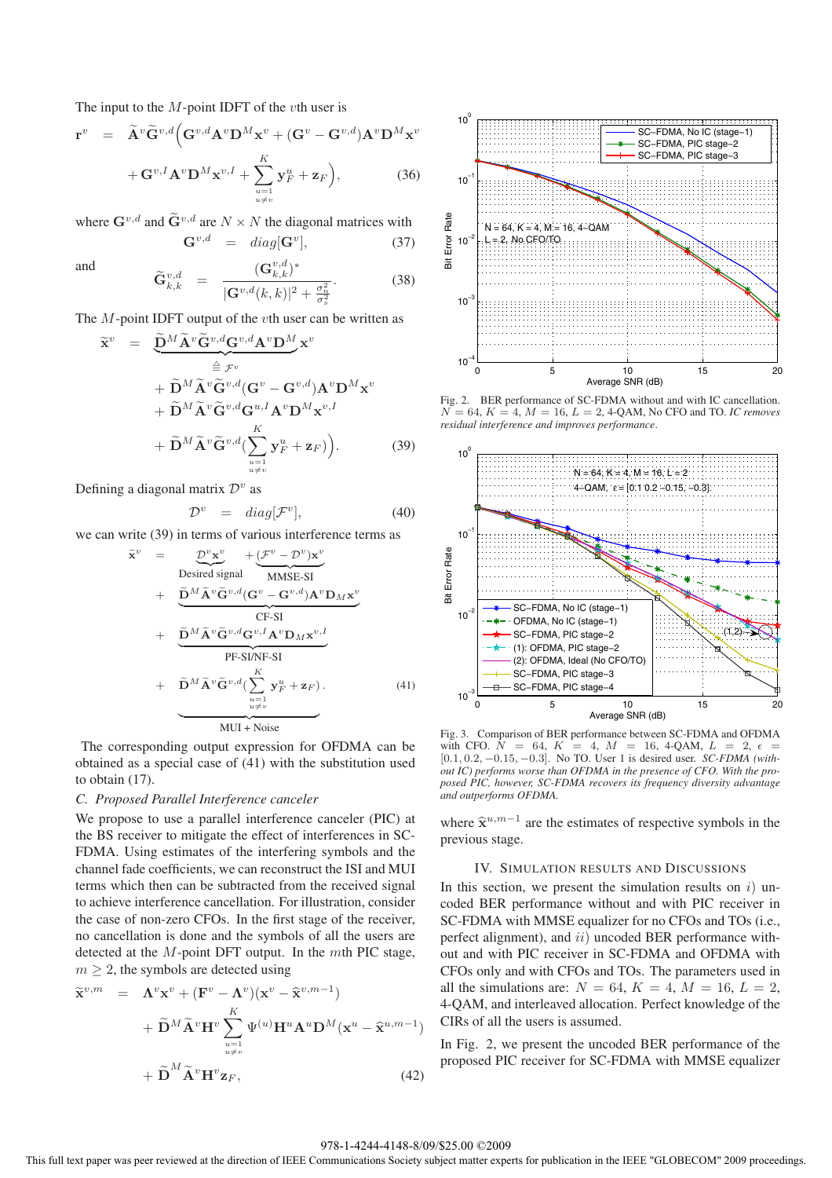The input to the $M$-point IDFT of the $v$th user is

$$\mathbf{r}^v = \widetilde{\mathbf{A}}^v \widetilde{\mathbf{G}}^{v,d}\Big(\mathbf{G}^{v,d}\mathbf{A}^v\mathbf{D}^M\mathbf{x}^v + (\mathbf{G}^v - \mathbf{G}^{v,d})\mathbf{A}^v\mathbf{D}^M\mathbf{x}^v + \mathbf{G}^{v,I}\mathbf{A}^v\mathbf{D}^M\mathbf{x}^{v,I} + \sum_{\substack{u=1\\u\neq v}}^{K}\mathbf{y}_F^u + \mathbf{z}_F\Big), \quad (36)$$

where $\mathbf{G}^{v,d}$ and $\widetilde{\mathbf{G}}^{v,d}$ are $N \times N$ the diagonal matrices with

$$\mathbf{G}^{v,d} = diag[\mathbf{G}^v], \quad (37)$$

and

$$\widetilde{\mathbf{G}}^{v,d}_{k,k} = \frac{(\mathbf{G}^{v,d}_{k,k})^*}{|\mathbf{G}^{v,d}(k,k)|^2 + \frac{\sigma_n^2}{\sigma_s^2}}. \quad (38)$$

The $M$-point IDFT output of the $v$th user can be written as

$$\begin{aligned}\widetilde{\mathbf{x}}^v = &\underbrace{\widetilde{\mathbf{D}}^M\widetilde{\mathbf{A}}^v\widetilde{\mathbf{G}}^{v,d}\mathbf{G}^{v,d}\mathbf{A}^v\mathbf{D}^M}_{\triangleq \mathcal{F}^v}\mathbf{x}^v \\ &+ \widetilde{\mathbf{D}}^M\widetilde{\mathbf{A}}^v\widetilde{\mathbf{G}}^{v,d}(\mathbf{G}^v - \mathbf{G}^{v,d})\mathbf{A}^v\mathbf{D}^M\mathbf{x}^v \\ &+ \widetilde{\mathbf{D}}^M\widetilde{\mathbf{A}}^v\widetilde{\mathbf{G}}^{v,d}\mathbf{G}^{u,I}\mathbf{A}^v\mathbf{D}^M\mathbf{x}^{v,I} \\ &+ \widetilde{\mathbf{D}}^M\widetilde{\mathbf{A}}^v\widetilde{\mathbf{G}}^{v,d}\Big(\sum_{\substack{u=1\\u\neq v}}^{K}\mathbf{y}_F^u + \mathbf{z}_F\Big)\Big). \end{aligned} \quad (39)$$

Defining a diagonal matrix $\mathcal{D}^v$ as

$$\mathcal{D}^v = diag[\mathcal{F}^v], \quad (40)$$

we can write (39) in terms of various interference terms as

$$\begin{aligned}\widetilde{\mathbf{x}}^v = &\underbrace{\mathcal{D}^v\mathbf{x}^v}_{\text{Desired signal}} + \underbrace{(\mathcal{F}^v - \mathcal{D}^v)\mathbf{x}^v}_{\text{MMSE-SI}} \\ &+ \underbrace{\widetilde{\mathbf{D}}^M\widetilde{\mathbf{A}}^v\widetilde{\mathbf{G}}^{v,d}(\mathbf{G}^v - \mathbf{G}^{v,d})\mathbf{A}^v\mathbf{D}_M\mathbf{x}^v}_{\text{CF-SI}} \\ &+ \underbrace{\widetilde{\mathbf{D}}^M\widetilde{\mathbf{A}}^v\widetilde{\mathbf{G}}^{v,d}\mathbf{G}^{v,I}\mathbf{A}^v\mathbf{D}_M\mathbf{x}^{v,I}}_{\text{PF-SI/NF-SI}} \\ &+ \underbrace{\widetilde{\mathbf{D}}^M\widetilde{\mathbf{A}}^v\widetilde{\mathbf{G}}^{v,d}\big(\sum_{\substack{u=1\\u\neq v}}^{K}\mathbf{y}_F^u + \mathbf{z}_F\big)}_{\text{MUI + Noise}}. \end{aligned} \quad (41)$$

The corresponding output expression for OFDMA can be obtained as a special case of (41) with the substitution used to obtain (17).

### C. Proposed Parallel Interference canceler

We propose to use a parallel interference canceler (PIC) at the BS receiver to mitigate the effect of interferences in SC-FDMA. Using estimates of the interfering symbols and the channel fade coefficients, we can reconstruct the ISI and MUI terms which then can be subtracted from the received signal to achieve interference cancellation. For illustration, consider the case of non-zero CFOs. In the first stage of the receiver, no cancellation is done and the symbols of all the users are detected at the $M$-point DFT output. In the $m$th PIC stage, $m \geq 2$, the symbols are detected using

$$\begin{aligned}\widetilde{\mathbf{x}}^{v,m} = &\mathbf{\Lambda}^v\mathbf{x}^v + (\mathbf{F}^v - \mathbf{\Lambda}^v)(\mathbf{x}^v - \widehat{\mathbf{x}}^{v,m-1}) \\ &+ \widetilde{\mathbf{D}}^M\widetilde{\mathbf{A}}^v\widetilde{\mathbf{H}}^v\sum_{\substack{u=1\\u\neq v}}^{K}\Psi^{(u)}\mathbf{H}^u\mathbf{A}^u\mathbf{D}^M(\mathbf{x}^u - \widehat{\mathbf{x}}^{u,m-1}) \\ &+ \widetilde{\mathbf{D}}^M\widetilde{\mathbf{A}}^v\widetilde{\mathbf{H}}^v\mathbf{z}_F, \end{aligned} \quad (42)$$

where $\widehat{\mathbf{x}}^{u,m-1}$ are the estimates of respective symbols in the previous stage.

Fig. 2. BER performance of SC-FDMA without and with IC cancellation. $N = 64$, $K = 4$, $M = 16$, $L = 2$, 4-QAM, No CFO and TO. *IC removes residual interference and improves performance*.

Fig. 3. Comparison of BER performance between SC-FDMA and OFDMA with CFO. $N = 64$, $K = 4$, $M = 16$, 4-QAM, $L = 2$, $\epsilon = [0.1, 0.2, -0.15, -0.3]$. No TO. User 1 is desired user. *SC-FDMA (without IC) performs worse than OFDMA in the presence of CFO. With the proposed PIC, however, SC-FDMA recovers its frequency diversity advantage and outperforms OFDMA.*

## IV. Simulation Results and Discussions

In this section, we present the simulation results on $i)$ uncoded BER performance without and with PIC receiver in SC-FDMA with MMSE equalizer for no CFOs and TOs (i.e., perfect alignment), and $ii)$ uncoded BER performance without and with PIC receiver in SC-FDMA and OFDMA with CFOs only and with CFOs and TOs. The parameters used in all the simulations are: $N = 64$, $K = 4$, $M = 16$, $L = 2$, 4-QAM, and interleaved allocation. Perfect knowledge of the CIRs of all the users is assumed.

In Fig. 2, we present the uncoded BER performance of the proposed PIC receiver for SC-FDMA with MMSE equalizer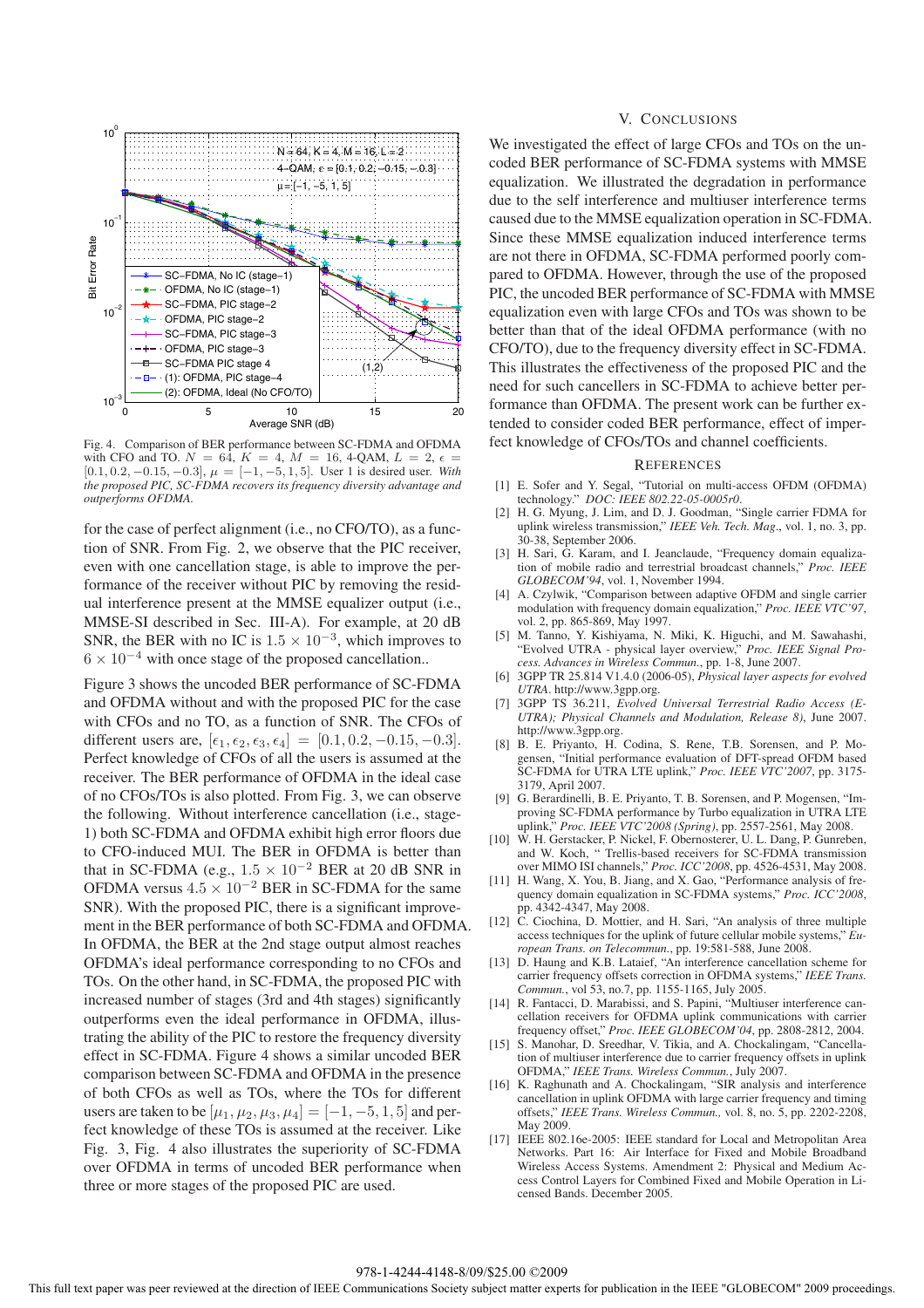$10^0$
$10^{-1}$
$10^{-2}$
$10^{-3}$
Bit Error Rate
0
5
10
15
20
Average SNR (dB)

N = 64, K = 4, M = 16, L = 2
4-QAM, ε = [0.1, 0.2, −0.15, −0.3]
μ = [−1, −5, 1, 5]

SC–FDMA, No IC (stage–1)
OFDMA, No IC (stage–1)
SC–FDMA, PIC stage–2
OFDMA, PIC stage–2
SC–FDMA, PIC stage–3
OFDMA, PIC stage–3
SC–FDMA PIC stage 4
(1): OFDMA, PIC stage–4
(2): OFDMA, Ideal (No CFO/TO)

(1,2)

Fig. 4. Comparison of BER performance between SC-FDMA and OFDMA with CFO and TO. $N = 64$, $K = 4$, $M = 16$, 4-QAM, $L = 2$, $\epsilon = [0.1, 0.2, -0.15, -0.3]$, $\mu = [-1, -5, 1, 5]$. User 1 is desired user. *With the proposed PIC, SC-FDMA recovers its frequency diversity advantage and outperforms OFDMA.*

for the case of perfect alignment (i.e., no CFO/TO), as a function of SNR. From Fig. 2, we observe that the PIC receiver, even with one cancellation stage, is able to improve the performance of the receiver without PIC by removing the residual interference present at the MMSE equalizer output (i.e., MMSE-SI described in Sec. III-A). For example, at 20 dB SNR, the BER with no IC is $1.5 \times 10^{-3}$, which improves to $6 \times 10^{-4}$ with once stage of the proposed cancellation..

Figure 3 shows the uncoded BER performance of SC-FDMA and OFDMA without and with the proposed PIC for the case with CFOs and no TO, as a function of SNR. The CFOs of different users are, $[\epsilon_1, \epsilon_2, \epsilon_3, \epsilon_4] = [0.1, 0.2, -0.15, -0.3]$. Perfect knowledge of CFOs of all the users is assumed at the receiver. The BER performance of OFDMA in the ideal case of no CFOs/TOs is also plotted. From Fig. 3, we can observe the following. Without interference cancellation (i.e., stage-1) both SC-FDMA and OFDMA exhibit high error floors due to CFO-induced MUI. The BER in OFDMA is better than that in SC-FDMA (e.g., $1.5 \times 10^{-2}$ BER at 20 dB SNR in OFDMA versus $4.5 \times 10^{-2}$ BER in SC-FDMA for the same SNR). With the proposed PIC, there is a significant improvement in the BER performance of both SC-FDMA and OFDMA. In OFDMA, the BER at the 2nd stage output almost reaches OFDMA's ideal performance corresponding to no CFOs and TOs. On the other hand, in SC-FDMA, the proposed PIC with increased number of stages (3rd and 4th stages) significantly outperforms even the ideal performance in OFDMA, illustrating the ability of the PIC to restore the frequency diversity effect in SC-FDMA. Figure 4 shows a similar uncoded BER comparison between SC-FDMA and OFDMA in the presence of both CFOs as well as TOs, where the TOs for different users are taken to be $[\mu_1, \mu_2, \mu_3, \mu_4] = [-1, -5, 1, 5]$ and perfect knowledge of these TOs is assumed at the receiver. Like Fig. 3, Fig. 4 also illustrates the superiority of SC-FDMA over OFDMA in terms of uncoded BER performance when three or more stages of the proposed PIC are used.

## V. Conclusions

We investigated the effect of large CFOs and TOs on the uncoded BER performance of SC-FDMA systems with MMSE equalization. We illustrated the degradation in performance due to the self interference and multiuser interference terms caused due to the MMSE equalization operation in SC-FDMA. Since these MMSE equalization induced interference terms are not there in OFDMA, SC-FDMA performed poorly compared to OFDMA. However, through the use of the proposed PIC, the uncoded BER performance of SC-FDMA with MMSE equalization even with large CFOs and TOs was shown to be better than that of the ideal OFDMA performance (with no CFO/TO), due to the frequency diversity effect in SC-FDMA. This illustrates the effectiveness of the proposed PIC and the need for such cancellers in SC-FDMA to achieve better performance than OFDMA. The present work can be further extended to consider coded BER performance, effect of imperfect knowledge of CFOs/TOs and channel coefficients.

## References

[1] E. Sofer and Y. Segal, "Tutorial on multi-access OFDM (OFDMA) technology." *DOC: IEEE 802.22-05-0005r0*.

[2] H. G. Myung, J. Lim, and D. J. Goodman, "Single carrier FDMA for uplink wireless transmission," *IEEE Veh. Tech. Mag*., vol. 1, no. 3, pp. 30-38, September 2006.

[3] H. Sari, G. Karam, and I. Jeanclaude, "Frequency domain equalization of mobile radio and terrestrial broadcast channels," *Proc. IEEE GLOBECOM'94*, vol. 1, November 1994.

[4] A. Czylwik, "Comparison between adaptive OFDM and single carrier modulation with frequency domain equalization," *Proc. IEEE VTC'97*, vol. 2, pp. 865-869, May 1997.

[5] M. Tanno, Y. Kishiyama, N. Miki, K. Higuchi, and M. Sawahashi, "Evolved UTRA - physical layer overview," *Proc. IEEE Signal Process. Advances in Wireless Commun.*, pp. 1-8, June 2007.

[6] 3GPP TR 25.814 V1.4.0 (2006-05), *Physical layer aspects for evolved UTRA*. http://www.3gpp.org.

[7] 3GPP TS 36.211, *Evolved Universal Terrestrial Radio Access (E-UTRA); Physical Channels and Modulation, Release 8)*, June 2007. http://www.3gpp.org.

[8] B. E. Priyanto, H. Codina, S. Rene, T.B. Sorensen, and P. Mogensen, "Initial performance evaluation of DFT-spread OFDM based SC-FDMA for UTRA LTE uplink," *Proc. IEEE VTC'2007*, pp. 3175-3179, April 2007.

[9] G. Berardinelli, B. E. Priyanto, T. B. Sorensen, and P. Mogensen, "Improving SC-FDMA performance by Turbo equalization in UTRA LTE uplink," *Proc. IEEE VTC'2008 (Spring)*, pp. 2557-2561, May 2008.

[10] W. H. Gerstacker, P. Nickel, F. Obernosterer, U. L. Dang, P. Gunreben, and W. Koch, " Trellis-based receivers for SC-FDMA transmission over MIMO ISI channels," *Proc. ICC'2008*, pp. 4526-4531, May 2008.

[11] H. Wang, X. You, B. Jiang, and X. Gao, "Performance analysis of frequency domain equalization in SC-FDMA systems," *Proc. ICC'2008*, pp. 4342-4347, May 2008.

[12] C. Ciochina, D. Mottier, and H. Sari, "An analysis of three multiple access techniques for the uplink of future cellular mobile systems," *European Trans. on Telecommun.*, pp. 19:581-588, June 2008.

[13] D. Haung and K.B. Lataief, "An interference cancellation scheme for carrier frequency offsets correction in OFDMA systems," *IEEE Trans. Commun.*, vol 53, no.7, pp. 1155-1165, July 2005.

[14] R. Fantacci, D. Marabissi, and S. Papini, "Multiuser interference cancellation receivers for OFDMA uplink communications with carrier frequency offset," *Proc. IEEE GLOBECOM'04*, pp. 2808-2812, 2004.

[15] S. Manohar, D. Sreedhar, V. Tikia, and A. Chockalingam, "Cancellation of multiuser interference due to carrier frequency offsets in uplink OFDMA," *IEEE Trans. Wireless Commun.*, July 2007.

[16] K. Raghunath and A. Chockalingam, "SIR analysis and interference cancellation in uplink OFDMA with large carrier frequency and timing offsets," *IEEE Trans. Wireless Commun.*, vol. 8, no. 5, pp. 2202-2208, May 2009.

[17] IEEE 802.16e-2005: IEEE standard for Local and Metropolitan Area Networks. Part 16: Air Interface for Fixed and Mobile Broadband Wireless Access Systems. Amendment 2: Physical and Medium Access Control Layers for Combined Fixed and Mobile Operation in Licensed Bands. December 2005.